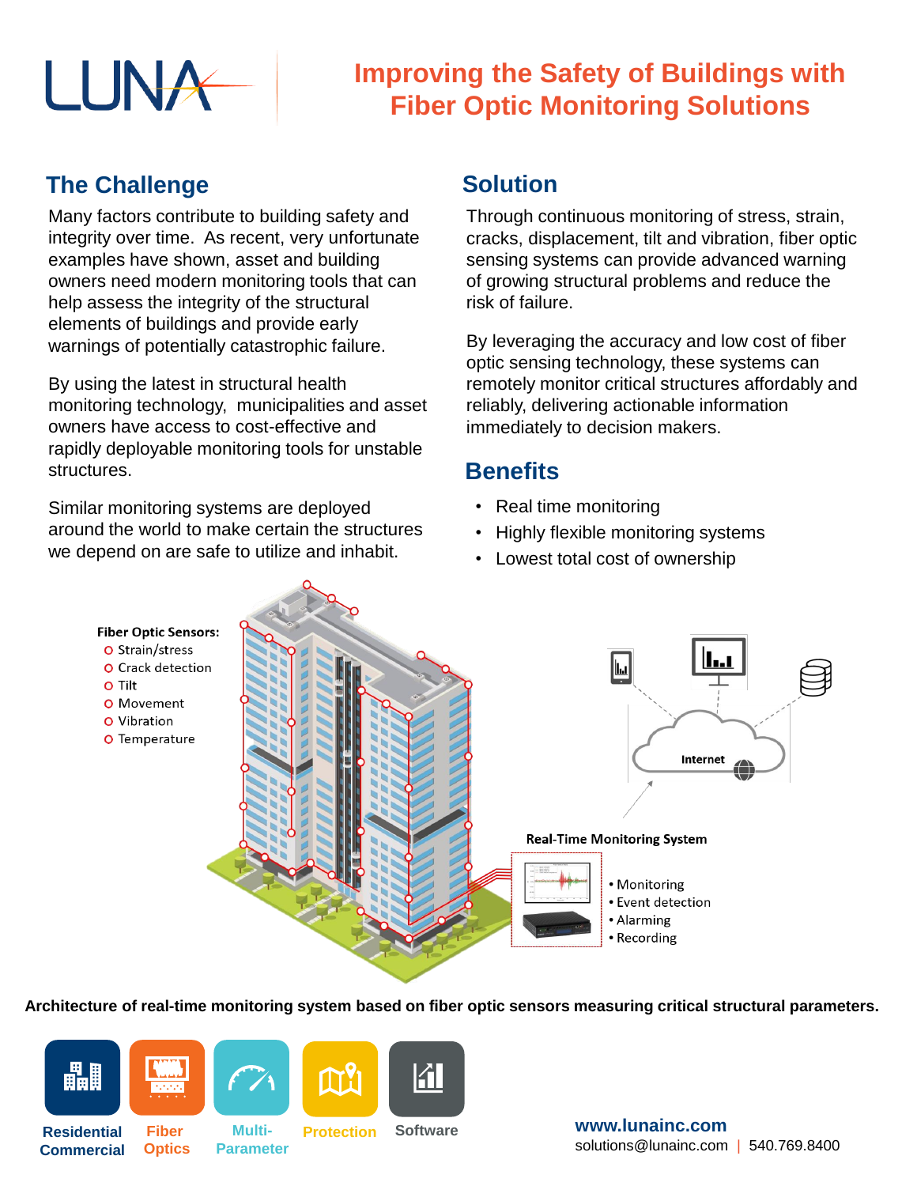LUNA

# Improving the Safety of Buildings with Fiber Optic Monitoring Solutions

## The Challenge

Many factors contribute to building safety and integrity over time. As recent, very unfortunate examples have shown, asset and building owners need modern monitoring tools that can help assess the integrity of the structural elements of buildings and provide early warnings of potentially catastrophic failure.

By using the latest in structural health monitoring technology, municipalities and asset owners have access to cost-effective and rapidly deployable monitoring tools for unstable structures.

Similar monitoring systems are deployed around the world to make certain the structures we depend on are safe to utilize and inhabit.

## Solution

Through continuous monitoring of stress, strain, cracks, displacement, tilt and vibration, fiber optic sensing systems can provide advanced warning of growing structural problems and reduce the risk of failure.

By leveraging the accuracy and low cost of fiber optic sensing technology, these systems can remotely monitor critical structures affordably and reliably, delivering actionable information immediately to decision makers.

## Benefits

- Real time monitoring
- Highly flexible monitoring systems
- Lowest total cost of ownership

**Fiber Optic Sensors:**
- Strain/stress
- Crack detection
- Tilt
- Movement
- Vibration
- Temperature

Internet

**Real-Time Monitoring System**
- Monitoring
- Event detection
- Alarming
- Recording

**Architecture of real-time monitoring system based on fiber optic sensors measuring critical structural parameters.**

Residential Commercial | Fiber Optics | Multi-Parameter | Protection | Software

**www.lunainc.com**
solutions@lunainc.com | 540.769.8400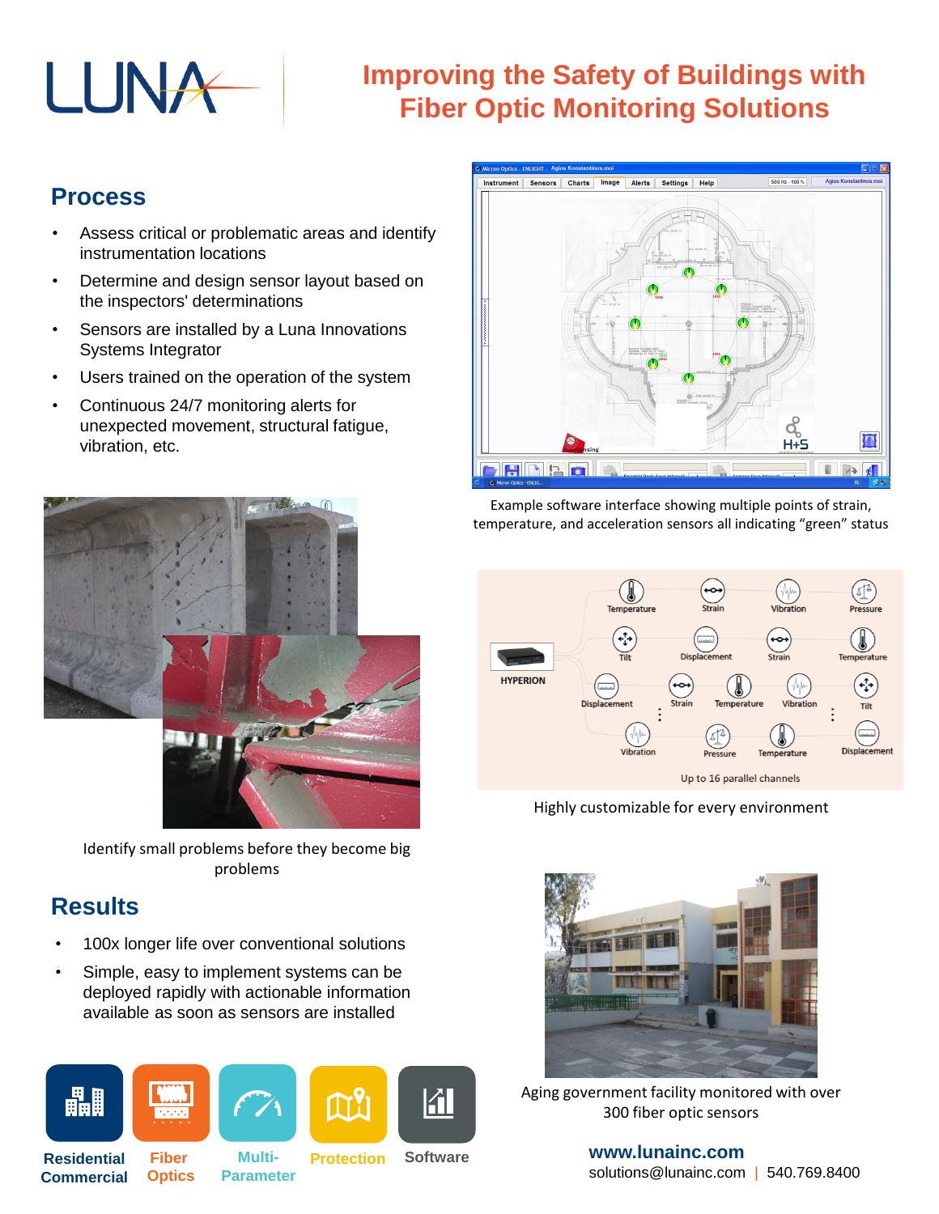# Improving the Safety of Buildings with Fiber Optic Monitoring Solutions

## Process

- Assess critical or problematic areas and identify instrumentation locations
- Determine and design sensor layout based on the inspectors' determinations
- Sensors are installed by a Luna Innovations Systems Integrator
- Users trained on the operation of the system
- Continuous 24/7 monitoring alerts for unexpected movement, structural fatigue, vibration, etc.

Example software interface showing multiple points of strain, temperature, and acceleration sensors all indicating "green" status

Identify small problems before they become big problems

HYPERION

Temperature Strain Vibration Pressure

Tilt Displacement Strain Temperature

Displacement Strain Temperature Vibration Tilt

Vibration Pressure Temperature Displacement

Up to 16 parallel channels

Highly customizable for every environment

## Results

- 100x longer life over conventional solutions
- Simple, easy to implement systems can be deployed rapidly with actionable information available as soon as sensors are installed

Aging government facility monitored with over 300 fiber optic sensors

Residential Commercial | Fiber Optics | Multi-Parameter | Protection | Software

**www.lunainc.com**

solutions@lunainc.com | 540.769.8400